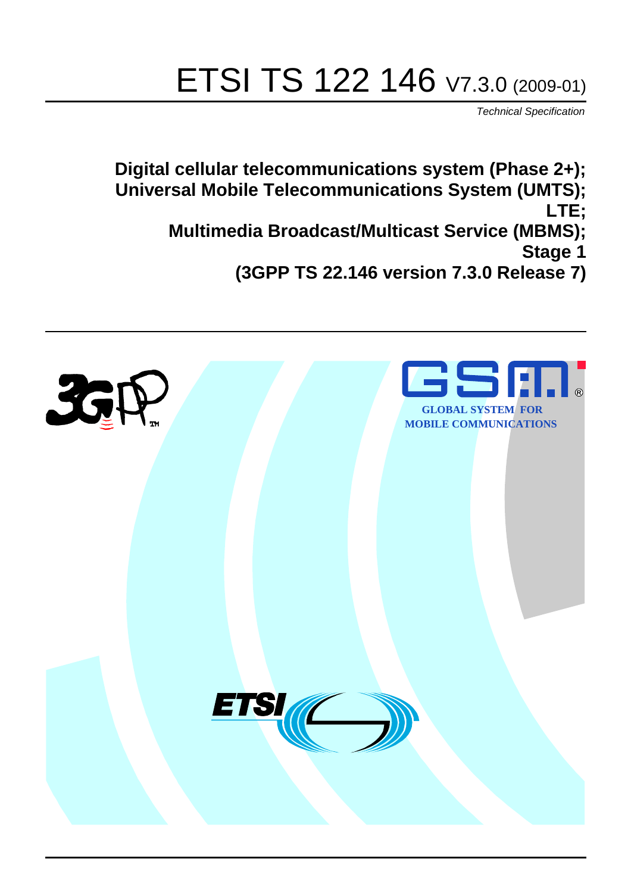# ETSI TS 122 146 V7.3.0 (2009-01)

*Technical Specification*

**Digital cellular telecommunications system (Phase 2+);
Universal Mobile Telecommunications System (UMTS);
LTE;
Multimedia Broadcast/Multicast Service (MBMS);
Stage 1
(3GPP TS 22.146 version 7.3.0 Release 7)**

GLOBAL SYSTEM FOR MOBILE COMMUNICATIONS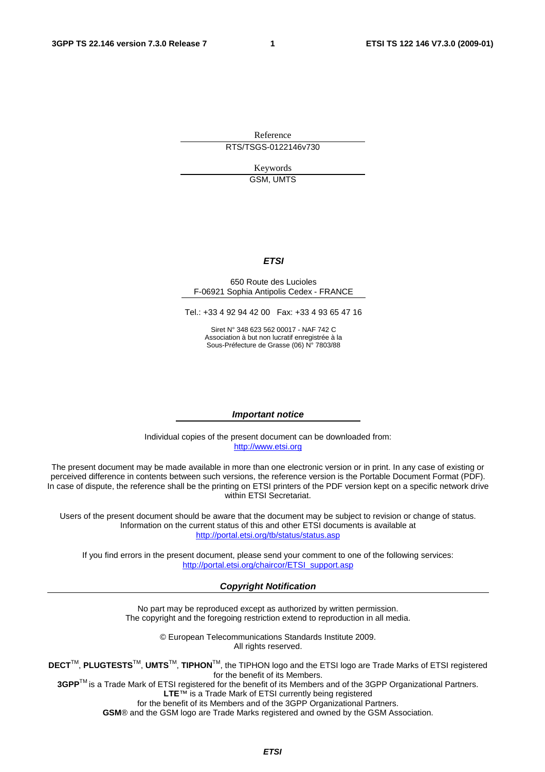Reference

RTS/TSGS-0122146v730

Keywords

GSM, UMTS

***ETSI***

650 Route des Lucioles
F-06921 Sophia Antipolis Cedex - FRANCE

Tel.: +33 4 92 94 42 00 Fax: +33 4 93 65 47 16

Siret N° 348 623 562 00017 - NAF 742 C
Association à but non lucratif enregistrée à la
Sous-Préfecture de Grasse (06) N° 7803/88

***Important notice***

Individual copies of the present document can be downloaded from:
http://www.etsi.org

The present document may be made available in more than one electronic version or in print. In any case of existing or perceived difference in contents between such versions, the reference version is the Portable Document Format (PDF). In case of dispute, the reference shall be the printing on ETSI printers of the PDF version kept on a specific network drive within ETSI Secretariat.

Users of the present document should be aware that the document may be subject to revision or change of status. Information on the current status of this and other ETSI documents is available at
http://portal.etsi.org/tb/status/status.asp

If you find errors in the present document, please send your comment to one of the following services:
http://portal.etsi.org/chaircor/ETSI_support.asp

***Copyright Notification***

No part may be reproduced except as authorized by written permission.
The copyright and the foregoing restriction extend to reproduction in all media.

© European Telecommunications Standards Institute 2009.
All rights reserved.

**DECT**TM, **PLUGTESTS**TM, **UMTS**TM, **TIPHON**TM, the TIPHON logo and the ETSI logo are Trade Marks of ETSI registered for the benefit of its Members.
**3GPP**TM is a Trade Mark of ETSI registered for the benefit of its Members and of the 3GPP Organizational Partners.
**LTE**™ is a Trade Mark of ETSI currently being registered
for the benefit of its Members and of the 3GPP Organizational Partners.
**GSM**® and the GSM logo are Trade Marks registered and owned by the GSM Association.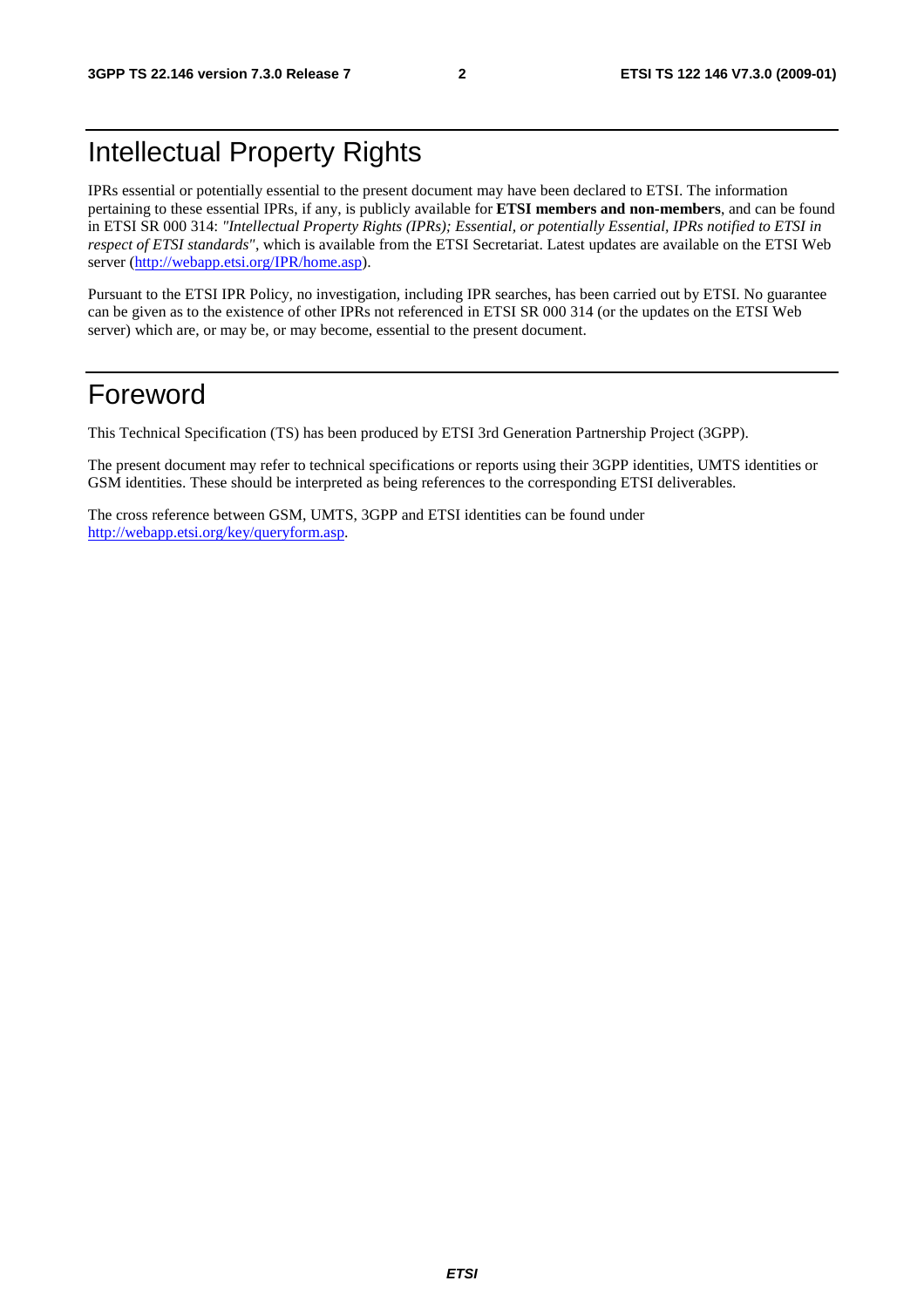# Intellectual Property Rights

IPRs essential or potentially essential to the present document may have been declared to ETSI. The information pertaining to these essential IPRs, if any, is publicly available for **ETSI members and non-members**, and can be found in ETSI SR 000 314: *"Intellectual Property Rights (IPRs); Essential, or potentially Essential, IPRs notified to ETSI in respect of ETSI standards"*, which is available from the ETSI Secretariat. Latest updates are available on the ETSI Web server (http://webapp.etsi.org/IPR/home.asp).

Pursuant to the ETSI IPR Policy, no investigation, including IPR searches, has been carried out by ETSI. No guarantee can be given as to the existence of other IPRs not referenced in ETSI SR 000 314 (or the updates on the ETSI Web server) which are, or may be, or may become, essential to the present document.

# Foreword

This Technical Specification (TS) has been produced by ETSI 3rd Generation Partnership Project (3GPP).

The present document may refer to technical specifications or reports using their 3GPP identities, UMTS identities or GSM identities. These should be interpreted as being references to the corresponding ETSI deliverables.

The cross reference between GSM, UMTS, 3GPP and ETSI identities can be found under http://webapp.etsi.org/key/queryform.asp.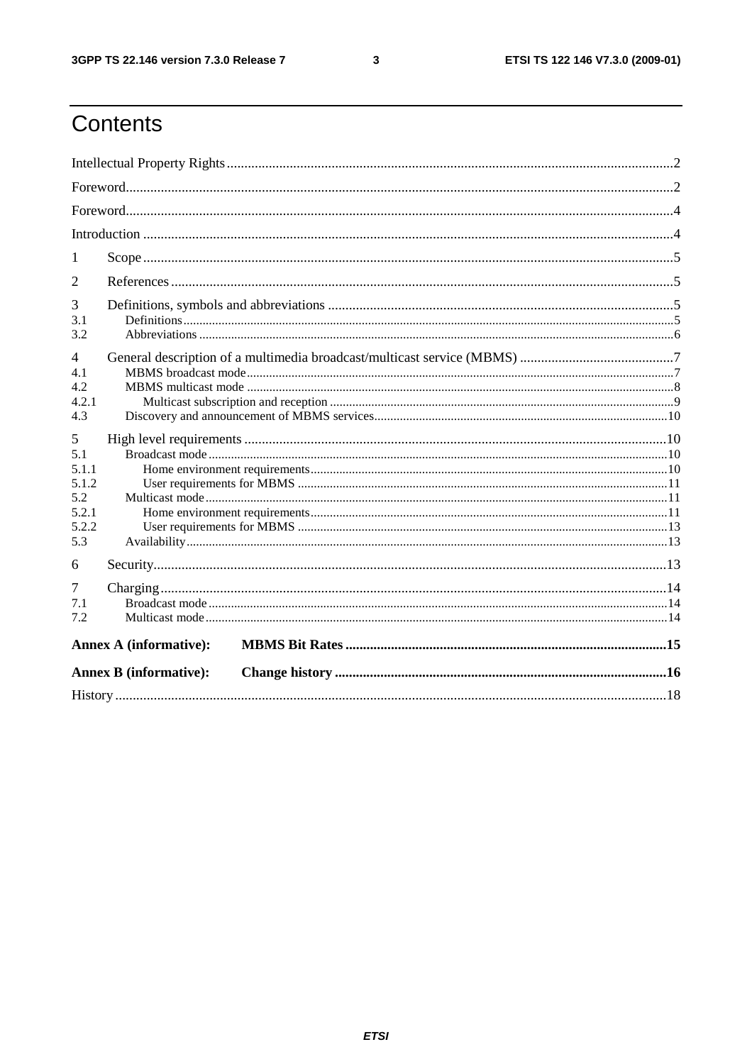# Contents

Intellectual Property Rights ..... 2

Foreword ..... 2

Foreword ..... 4

Introduction ..... 4

1 Scope ..... 5

2 References ..... 5

3 Definitions, symbols and abbreviations ..... 5

3.1 Definitions ..... 5

3.2 Abbreviations ..... 6

4 General description of a multimedia broadcast/multicast service (MBMS) ..... 7

4.1 MBMS broadcast mode ..... 7

4.2 MBMS multicast mode ..... 8

4.2.1 Multicast subscription and reception ..... 9

4.3 Discovery and announcement of MBMS services ..... 10

5 High level requirements ..... 10

5.1 Broadcast mode ..... 10

5.1.1 Home environment requirements ..... 10

5.1.2 User requirements for MBMS ..... 11

5.2 Multicast mode ..... 11

5.2.1 Home environment requirements ..... 11

5.2.2 User requirements for MBMS ..... 13

5.3 Availability ..... 13

6 Security ..... 13

7 Charging ..... 14

7.1 Broadcast mode ..... 14

7.2 Multicast mode ..... 14

**Annex A (informative): MBMS Bit Rates ..... 15**

**Annex B (informative): Change history ..... 16**

History ..... 18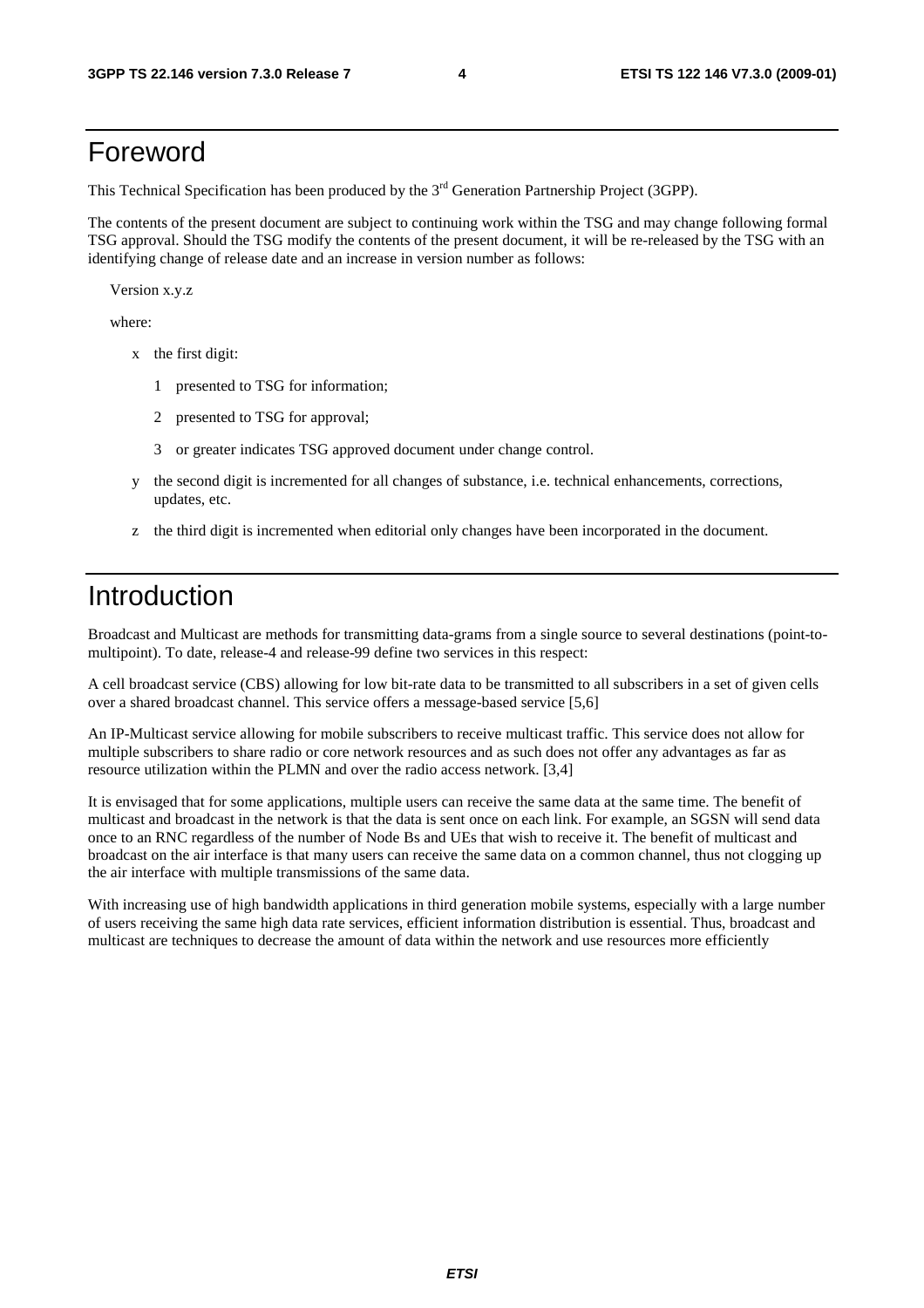# Foreword

This Technical Specification has been produced by the 3rd Generation Partnership Project (3GPP).

The contents of the present document are subject to continuing work within the TSG and may change following formal TSG approval. Should the TSG modify the contents of the present document, it will be re-released by the TSG with an identifying change of release date and an increase in version number as follows:

Version x.y.z

where:

- x the first digit:
  - 1 presented to TSG for information;
  - 2 presented to TSG for approval;
  - 3 or greater indicates TSG approved document under change control.
- y the second digit is incremented for all changes of substance, i.e. technical enhancements, corrections, updates, etc.
- z the third digit is incremented when editorial only changes have been incorporated in the document.

# Introduction

Broadcast and Multicast are methods for transmitting data-grams from a single source to several destinations (point-to-multipoint). To date, release-4 and release-99 define two services in this respect:

A cell broadcast service (CBS) allowing for low bit-rate data to be transmitted to all subscribers in a set of given cells over a shared broadcast channel. This service offers a message-based service [5,6]

An IP-Multicast service allowing for mobile subscribers to receive multicast traffic. This service does not allow for multiple subscribers to share radio or core network resources and as such does not offer any advantages as far as resource utilization within the PLMN and over the radio access network. [3,4]

It is envisaged that for some applications, multiple users can receive the same data at the same time. The benefit of multicast and broadcast in the network is that the data is sent once on each link. For example, an SGSN will send data once to an RNC regardless of the number of Node Bs and UEs that wish to receive it. The benefit of multicast and broadcast on the air interface is that many users can receive the same data on a common channel, thus not clogging up the air interface with multiple transmissions of the same data.

With increasing use of high bandwidth applications in third generation mobile systems, especially with a large number of users receiving the same high data rate services, efficient information distribution is essential. Thus, broadcast and multicast are techniques to decrease the amount of data within the network and use resources more efficiently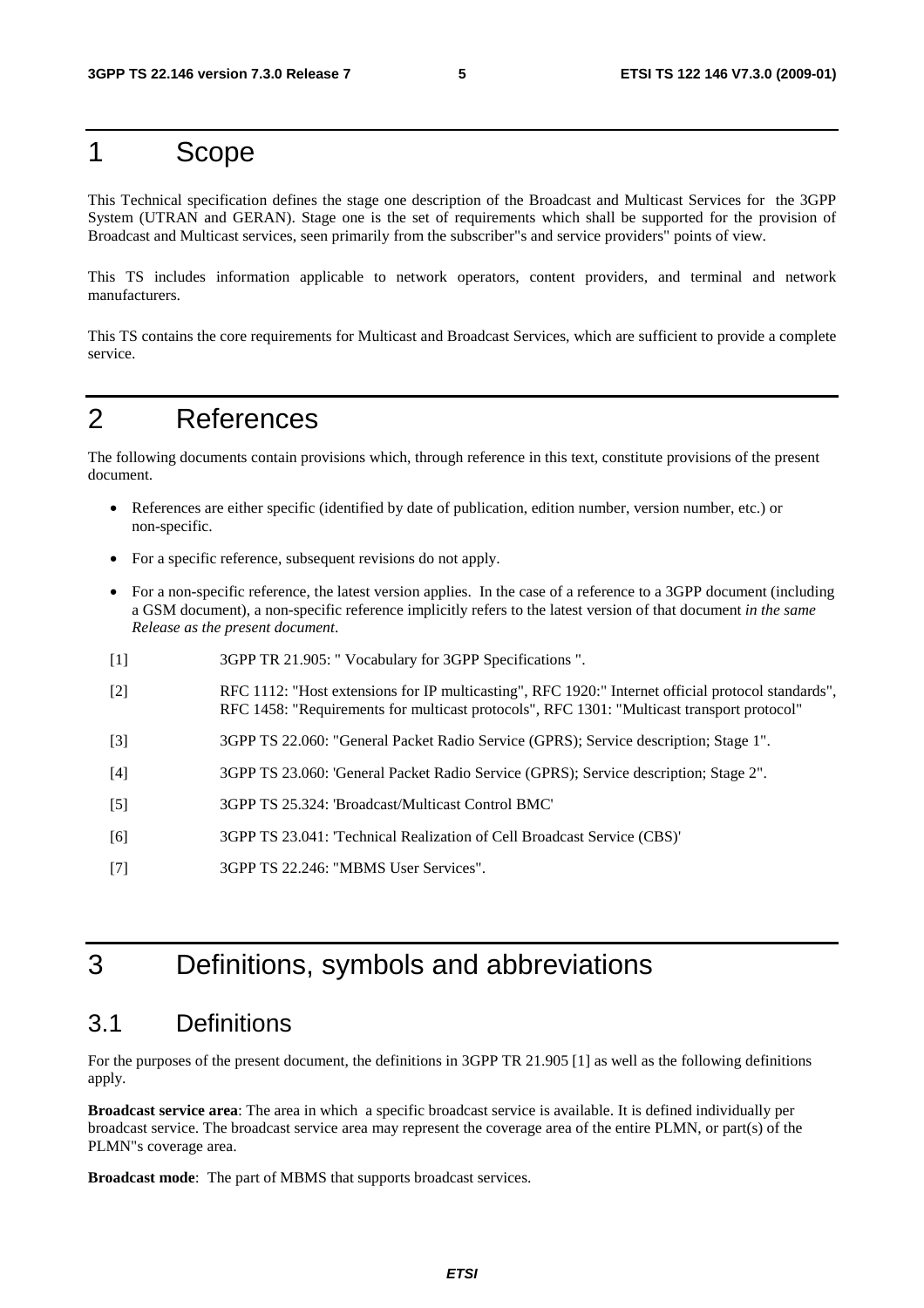# 1 Scope

This Technical specification defines the stage one description of the Broadcast and Multicast Services for the 3GPP System (UTRAN and GERAN). Stage one is the set of requirements which shall be supported for the provision of Broadcast and Multicast services, seen primarily from the subscriber"s and service providers" points of view.

This TS includes information applicable to network operators, content providers, and terminal and network manufacturers.

This TS contains the core requirements for Multicast and Broadcast Services, which are sufficient to provide a complete service.

# 2 References

The following documents contain provisions which, through reference in this text, constitute provisions of the present document.

- References are either specific (identified by date of publication, edition number, version number, etc.) or non-specific.
- For a specific reference, subsequent revisions do not apply.
- For a non-specific reference, the latest version applies. In the case of a reference to a 3GPP document (including a GSM document), a non-specific reference implicitly refers to the latest version of that document *in the same Release as the present document*.

[1] 3GPP TR 21.905: " Vocabulary for 3GPP Specifications ".

[2] RFC 1112: "Host extensions for IP multicasting", RFC 1920:" Internet official protocol standards", RFC 1458: "Requirements for multicast protocols", RFC 1301: "Multicast transport protocol"

[3] 3GPP TS 22.060: "General Packet Radio Service (GPRS); Service description; Stage 1".

[4] 3GPP TS 23.060: 'General Packet Radio Service (GPRS); Service description; Stage 2".

[5] 3GPP TS 25.324: 'Broadcast/Multicast Control BMC'

[6] 3GPP TS 23.041: 'Technical Realization of Cell Broadcast Service (CBS)'

[7] 3GPP TS 22.246: "MBMS User Services".

# 3 Definitions, symbols and abbreviations

## 3.1 Definitions

For the purposes of the present document, the definitions in 3GPP TR 21.905 [1] as well as the following definitions apply.

**Broadcast service area**: The area in which a specific broadcast service is available. It is defined individually per broadcast service. The broadcast service area may represent the coverage area of the entire PLMN, or part(s) of the PLMN"s coverage area.

**Broadcast mode**: The part of MBMS that supports broadcast services.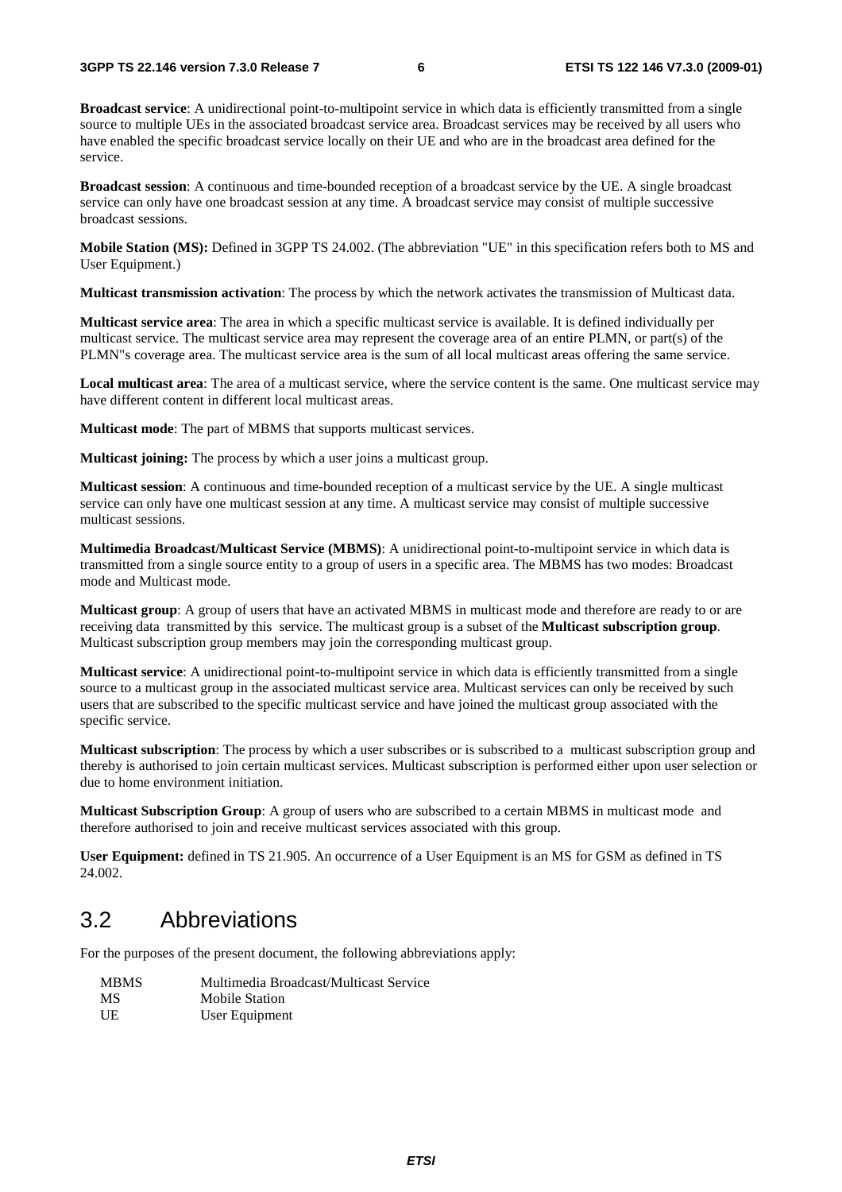**Broadcast service**: A unidirectional point-to-multipoint service in which data is efficiently transmitted from a single source to multiple UEs in the associated broadcast service area. Broadcast services may be received by all users who have enabled the specific broadcast service locally on their UE and who are in the broadcast area defined for the service.

**Broadcast session**: A continuous and time-bounded reception of a broadcast service by the UE. A single broadcast service can only have one broadcast session at any time. A broadcast service may consist of multiple successive broadcast sessions.

**Mobile Station (MS):** Defined in 3GPP TS 24.002. (The abbreviation "UE" in this specification refers both to MS and User Equipment.)

**Multicast transmission activation**: The process by which the network activates the transmission of Multicast data.

**Multicast service area**: The area in which a specific multicast service is available. It is defined individually per multicast service. The multicast service area may represent the coverage area of an entire PLMN, or part(s) of the PLMN"s coverage area. The multicast service area is the sum of all local multicast areas offering the same service.

**Local multicast area**: The area of a multicast service, where the service content is the same. One multicast service may have different content in different local multicast areas.

**Multicast mode**: The part of MBMS that supports multicast services.

**Multicast joining:** The process by which a user joins a multicast group.

**Multicast session**: A continuous and time-bounded reception of a multicast service by the UE. A single multicast service can only have one multicast session at any time. A multicast service may consist of multiple successive multicast sessions.

**Multimedia Broadcast/Multicast Service (MBMS)**: A unidirectional point-to-multipoint service in which data is transmitted from a single source entity to a group of users in a specific area. The MBMS has two modes: Broadcast mode and Multicast mode.

**Multicast group**: A group of users that have an activated MBMS in multicast mode and therefore are ready to or are receiving data transmitted by this service. The multicast group is a subset of the **Multicast subscription group**. Multicast subscription group members may join the corresponding multicast group.

**Multicast service**: A unidirectional point-to-multipoint service in which data is efficiently transmitted from a single source to a multicast group in the associated multicast service area. Multicast services can only be received by such users that are subscribed to the specific multicast service and have joined the multicast group associated with the specific service.

**Multicast subscription**: The process by which a user subscribes or is subscribed to a multicast subscription group and thereby is authorised to join certain multicast services. Multicast subscription is performed either upon user selection or due to home environment initiation.

**Multicast Subscription Group**: A group of users who are subscribed to a certain MBMS in multicast mode and therefore authorised to join and receive multicast services associated with this group.

**User Equipment:** defined in TS 21.905. An occurrence of a User Equipment is an MS for GSM as defined in TS 24.002.

## 3.2 Abbreviations

For the purposes of the present document, the following abbreviations apply:

| | |
|---|---|
| MBMS | Multimedia Broadcast/Multicast Service |
| MS | Mobile Station |
| UE | User Equipment |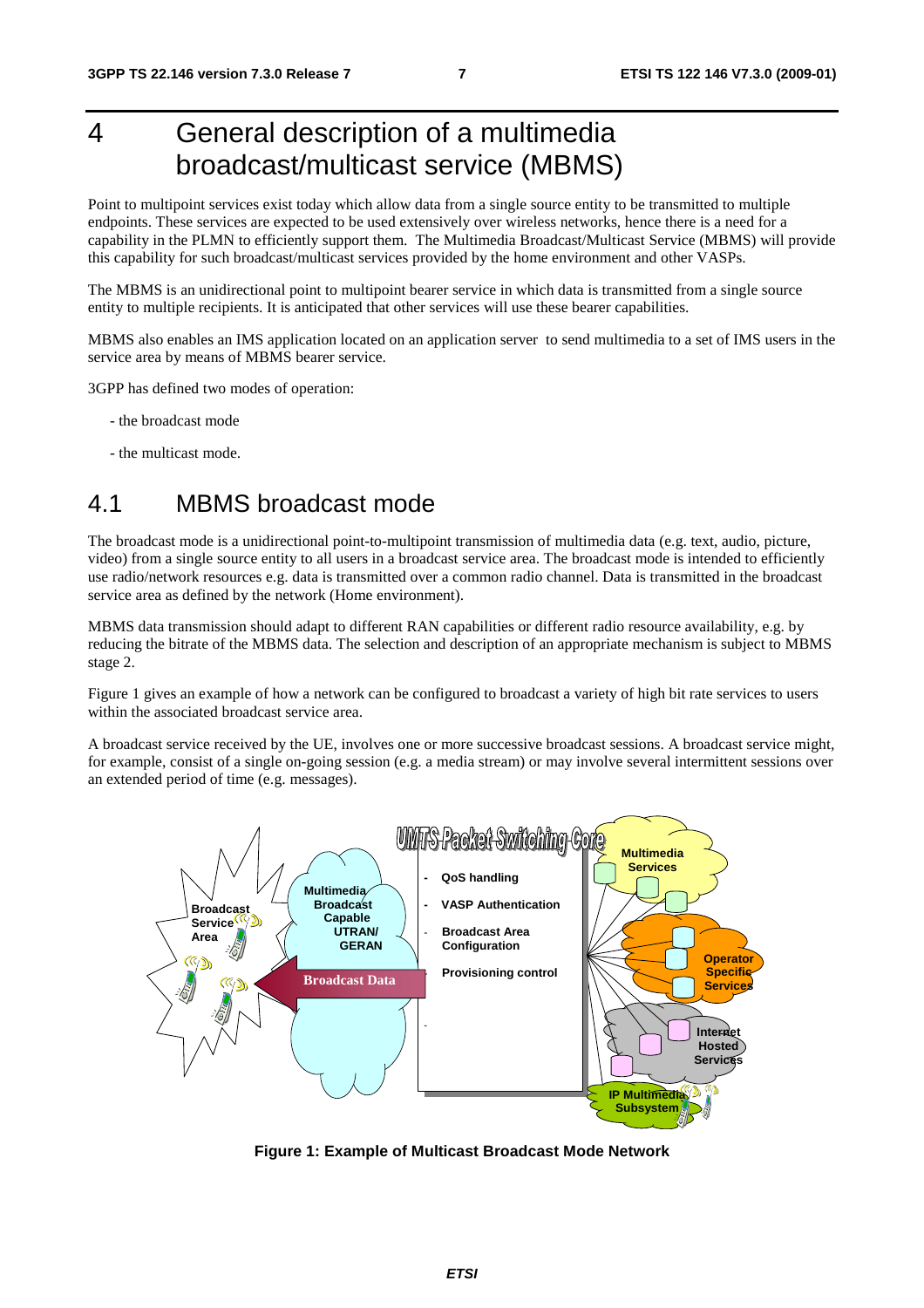# 4 General description of a multimedia broadcast/multicast service (MBMS)

Point to multipoint services exist today which allow data from a single source entity to be transmitted to multiple endpoints. These services are expected to be used extensively over wireless networks, hence there is a need for a capability in the PLMN to efficiently support them. The Multimedia Broadcast/Multicast Service (MBMS) will provide this capability for such broadcast/multicast services provided by the home environment and other VASPs.

The MBMS is an unidirectional point to multipoint bearer service in which data is transmitted from a single source entity to multiple recipients. It is anticipated that other services will use these bearer capabilities.

MBMS also enables an IMS application located on an application server to send multimedia to a set of IMS users in the service area by means of MBMS bearer service.

3GPP has defined two modes of operation:

- the broadcast mode
- the multicast mode.

## 4.1 MBMS broadcast mode

The broadcast mode is a unidirectional point-to-multipoint transmission of multimedia data (e.g. text, audio, picture, video) from a single source entity to all users in a broadcast service area. The broadcast mode is intended to efficiently use radio/network resources e.g. data is transmitted over a common radio channel. Data is transmitted in the broadcast service area as defined by the network (Home environment).

MBMS data transmission should adapt to different RAN capabilities or different radio resource availability, e.g. by reducing the bitrate of the MBMS data. The selection and description of an appropriate mechanism is subject to MBMS stage 2.

Figure 1 gives an example of how a network can be configured to broadcast a variety of high bit rate services to users within the associated broadcast service area.

A broadcast service received by the UE, involves one or more successive broadcast sessions. A broadcast service might, for example, consist of a single on-going session (e.g. a media stream) or may involve several intermittent sessions over an extended period of time (e.g. messages).

**Figure 1: Example of Multicast Broadcast Mode Network**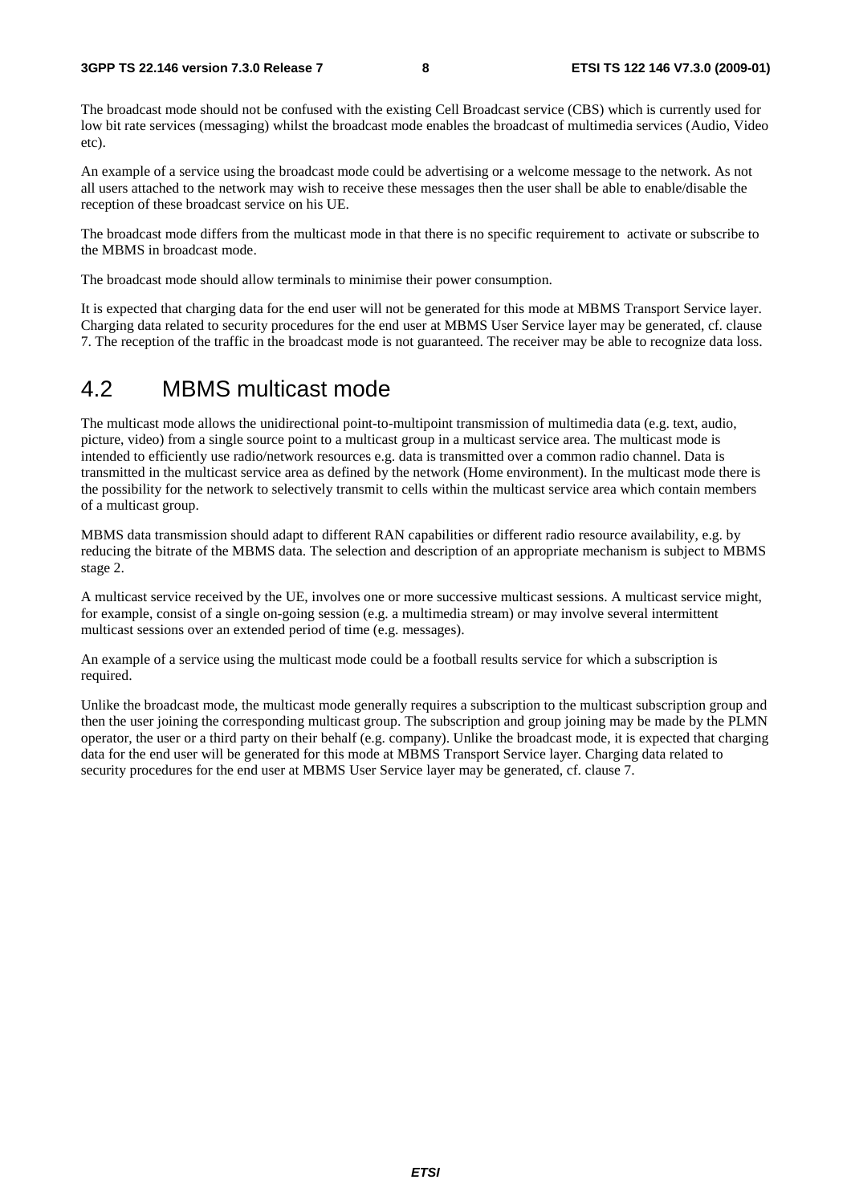The broadcast mode should not be confused with the existing Cell Broadcast service (CBS) which is currently used for low bit rate services (messaging) whilst the broadcast mode enables the broadcast of multimedia services (Audio, Video etc).

An example of a service using the broadcast mode could be advertising or a welcome message to the network. As not all users attached to the network may wish to receive these messages then the user shall be able to enable/disable the reception of these broadcast service on his UE.

The broadcast mode differs from the multicast mode in that there is no specific requirement to activate or subscribe to the MBMS in broadcast mode.

The broadcast mode should allow terminals to minimise their power consumption.

It is expected that charging data for the end user will not be generated for this mode at MBMS Transport Service layer. Charging data related to security procedures for the end user at MBMS User Service layer may be generated, cf. clause 7. The reception of the traffic in the broadcast mode is not guaranteed. The receiver may be able to recognize data loss.

## 4.2 MBMS multicast mode

The multicast mode allows the unidirectional point-to-multipoint transmission of multimedia data (e.g. text, audio, picture, video) from a single source point to a multicast group in a multicast service area. The multicast mode is intended to efficiently use radio/network resources e.g. data is transmitted over a common radio channel. Data is transmitted in the multicast service area as defined by the network (Home environment). In the multicast mode there is the possibility for the network to selectively transmit to cells within the multicast service area which contain members of a multicast group.

MBMS data transmission should adapt to different RAN capabilities or different radio resource availability, e.g. by reducing the bitrate of the MBMS data. The selection and description of an appropriate mechanism is subject to MBMS stage 2.

A multicast service received by the UE, involves one or more successive multicast sessions. A multicast service might, for example, consist of a single on-going session (e.g. a multimedia stream) or may involve several intermittent multicast sessions over an extended period of time (e.g. messages).

An example of a service using the multicast mode could be a football results service for which a subscription is required.

Unlike the broadcast mode, the multicast mode generally requires a subscription to the multicast subscription group and then the user joining the corresponding multicast group. The subscription and group joining may be made by the PLMN operator, the user or a third party on their behalf (e.g. company). Unlike the broadcast mode, it is expected that charging data for the end user will be generated for this mode at MBMS Transport Service layer. Charging data related to security procedures for the end user at MBMS User Service layer may be generated, cf. clause 7.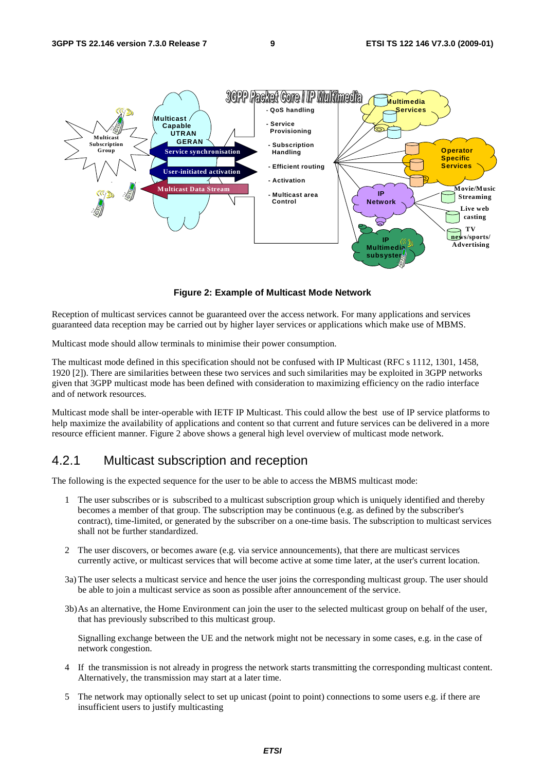**Figure 2: Example of Multicast Mode Network**

Reception of multicast services cannot be guaranteed over the access network. For many applications and services guaranteed data reception may be carried out by higher layer services or applications which make use of MBMS.

Multicast mode should allow terminals to minimise their power consumption.

The multicast mode defined in this specification should not be confused with IP Multicast (RFC s 1112, 1301, 1458, 1920 [2]). There are similarities between these two services and such similarities may be exploited in 3GPP networks given that 3GPP multicast mode has been defined with consideration to maximizing efficiency on the radio interface and of network resources.

Multicast mode shall be inter-operable with IETF IP Multicast. This could allow the best use of IP service platforms to help maximize the availability of applications and content so that current and future services can be delivered in a more resource efficient manner. Figure 2 above shows a general high level overview of multicast mode network.

## 4.2.1 Multicast subscription and reception

The following is the expected sequence for the user to be able to access the MBMS multicast mode:

1 The user subscribes or is subscribed to a multicast subscription group which is uniquely identified and thereby becomes a member of that group. The subscription may be continuous (e.g. as defined by the subscriber's contract), time-limited, or generated by the subscriber on a one-time basis. The subscription to multicast services shall not be further standardized.

2 The user discovers, or becomes aware (e.g. via service announcements), that there are multicast services currently active, or multicast services that will become active at some time later, at the user's current location.

3a) The user selects a multicast service and hence the user joins the corresponding multicast group. The user should be able to join a multicast service as soon as possible after announcement of the service.

3b) As an alternative, the Home Environment can join the user to the selected multicast group on behalf of the user, that has previously subscribed to this multicast group.

Signalling exchange between the UE and the network might not be necessary in some cases, e.g. in the case of network congestion.

4 If the transmission is not already in progress the network starts transmitting the corresponding multicast content. Alternatively, the transmission may start at a later time.

5 The network may optionally select to set up unicast (point to point) connections to some users e.g. if there are insufficient users to justify multicasting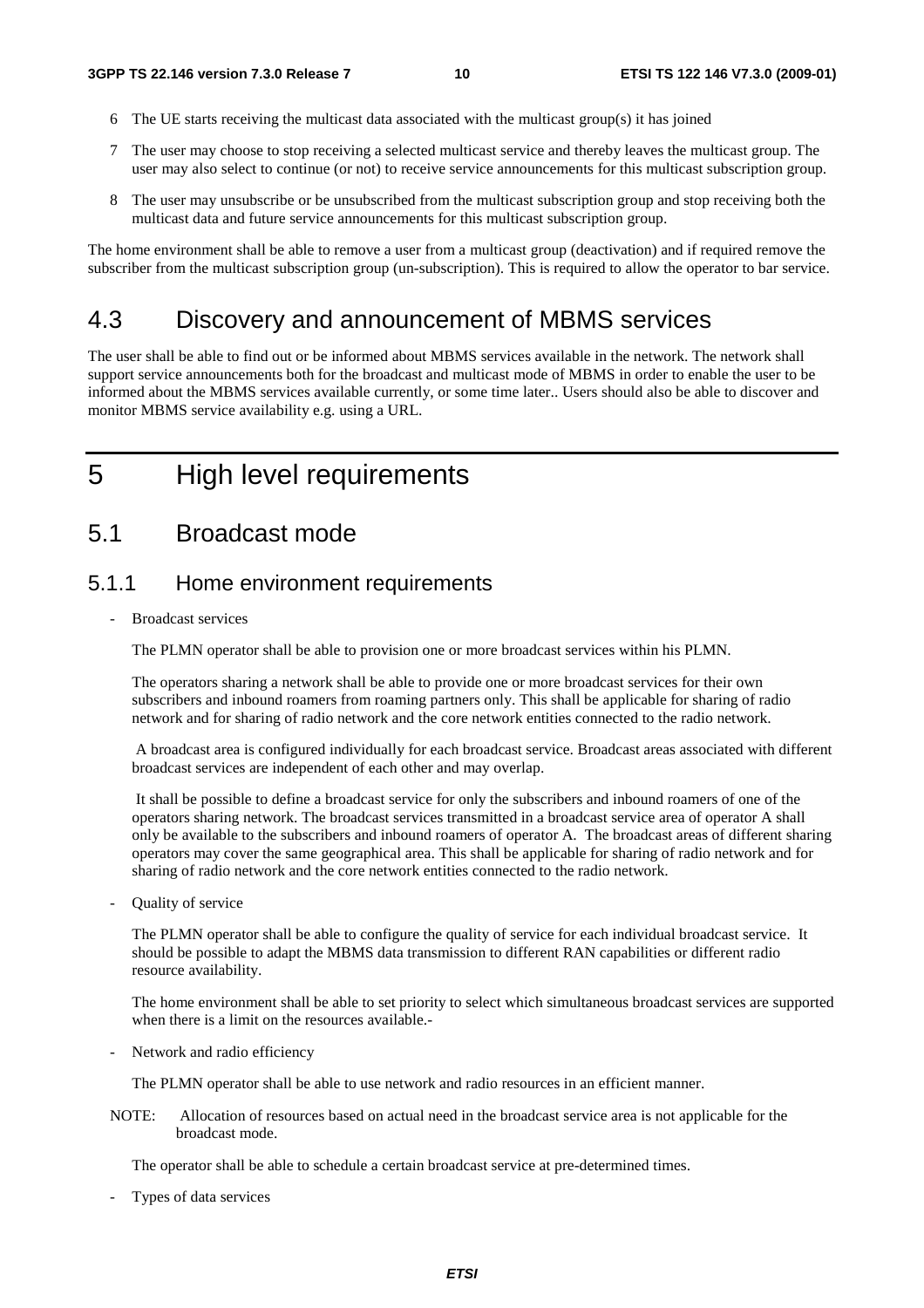6 The UE starts receiving the multicast data associated with the multicast group(s) it has joined

7 The user may choose to stop receiving a selected multicast service and thereby leaves the multicast group. The user may also select to continue (or not) to receive service announcements for this multicast subscription group.

8 The user may unsubscribe or be unsubscribed from the multicast subscription group and stop receiving both the multicast data and future service announcements for this multicast subscription group.

The home environment shall be able to remove a user from a multicast group (deactivation) and if required remove the subscriber from the multicast subscription group (un-subscription). This is required to allow the operator to bar service.

## 4.3 Discovery and announcement of MBMS services

The user shall be able to find out or be informed about MBMS services available in the network. The network shall support service announcements both for the broadcast and multicast mode of MBMS in order to enable the user to be informed about the MBMS services available currently, or some time later.. Users should also be able to discover and monitor MBMS service availability e.g. using a URL.

# 5 High level requirements

## 5.1 Broadcast mode

### 5.1.1 Home environment requirements

- Broadcast services

  The PLMN operator shall be able to provision one or more broadcast services within his PLMN.

  The operators sharing a network shall be able to provide one or more broadcast services for their own subscribers and inbound roamers from roaming partners only. This shall be applicable for sharing of radio network and for sharing of radio network and the core network entities connected to the radio network.

  A broadcast area is configured individually for each broadcast service. Broadcast areas associated with different broadcast services are independent of each other and may overlap.

  It shall be possible to define a broadcast service for only the subscribers and inbound roamers of one of the operators sharing network. The broadcast services transmitted in a broadcast service area of operator A shall only be available to the subscribers and inbound roamers of operator A. The broadcast areas of different sharing operators may cover the same geographical area. This shall be applicable for sharing of radio network and for sharing of radio network and the core network entities connected to the radio network.

- Quality of service

  The PLMN operator shall be able to configure the quality of service for each individual broadcast service. It should be possible to adapt the MBMS data transmission to different RAN capabilities or different radio resource availability.

  The home environment shall be able to set priority to select which simultaneous broadcast services are supported when there is a limit on the resources available.-

- Network and radio efficiency

  The PLMN operator shall be able to use network and radio resources in an efficient manner.

NOTE: Allocation of resources based on actual need in the broadcast service area is not applicable for the broadcast mode.

  The operator shall be able to schedule a certain broadcast service at pre-determined times.

- Types of data services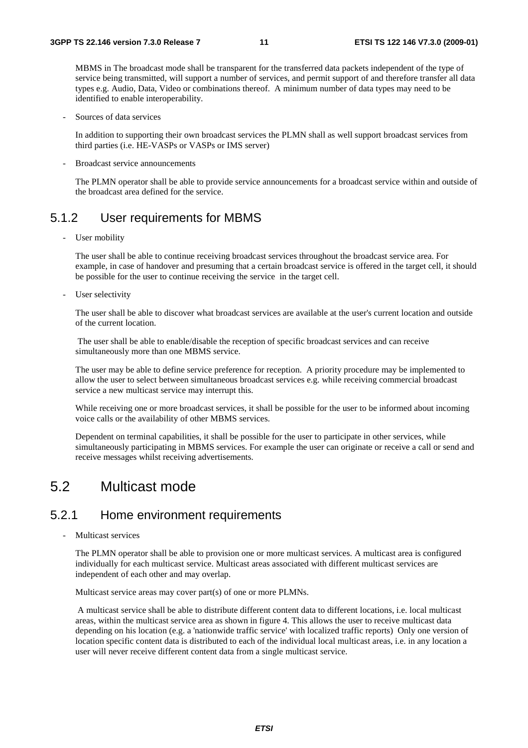MBMS in The broadcast mode shall be transparent for the transferred data packets independent of the type of service being transmitted, will support a number of services, and permit support of and therefore transfer all data types e.g. Audio, Data, Video or combinations thereof. A minimum number of data types may need to be identified to enable interoperability.

- Sources of data services

  In addition to supporting their own broadcast services the PLMN shall as well support broadcast services from third parties (i.e. HE-VASPs or VASPs or IMS server)

- Broadcast service announcements

  The PLMN operator shall be able to provide service announcements for a broadcast service within and outside of the broadcast area defined for the service.

### 5.1.2 User requirements for MBMS

- User mobility

  The user shall be able to continue receiving broadcast services throughout the broadcast service area. For example, in case of handover and presuming that a certain broadcast service is offered in the target cell, it should be possible for the user to continue receiving the service in the target cell.

- User selectivity

  The user shall be able to discover what broadcast services are available at the user's current location and outside of the current location.

  The user shall be able to enable/disable the reception of specific broadcast services and can receive simultaneously more than one MBMS service.

  The user may be able to define service preference for reception. A priority procedure may be implemented to allow the user to select between simultaneous broadcast services e.g. while receiving commercial broadcast service a new multicast service may interrupt this.

  While receiving one or more broadcast services, it shall be possible for the user to be informed about incoming voice calls or the availability of other MBMS services.

  Dependent on terminal capabilities, it shall be possible for the user to participate in other services, while simultaneously participating in MBMS services. For example the user can originate or receive a call or send and receive messages whilst receiving advertisements.

## 5.2 Multicast mode

### 5.2.1 Home environment requirements

- Multicast services

  The PLMN operator shall be able to provision one or more multicast services. A multicast area is configured individually for each multicast service. Multicast areas associated with different multicast services are independent of each other and may overlap.

  Multicast service areas may cover part(s) of one or more PLMNs.

  A multicast service shall be able to distribute different content data to different locations, i.e. local multicast areas, within the multicast service area as shown in figure 4. This allows the user to receive multicast data depending on his location (e.g. a 'nationwide traffic service' with localized traffic reports) Only one version of location specific content data is distributed to each of the individual local multicast areas, i.e. in any location a user will never receive different content data from a single multicast service.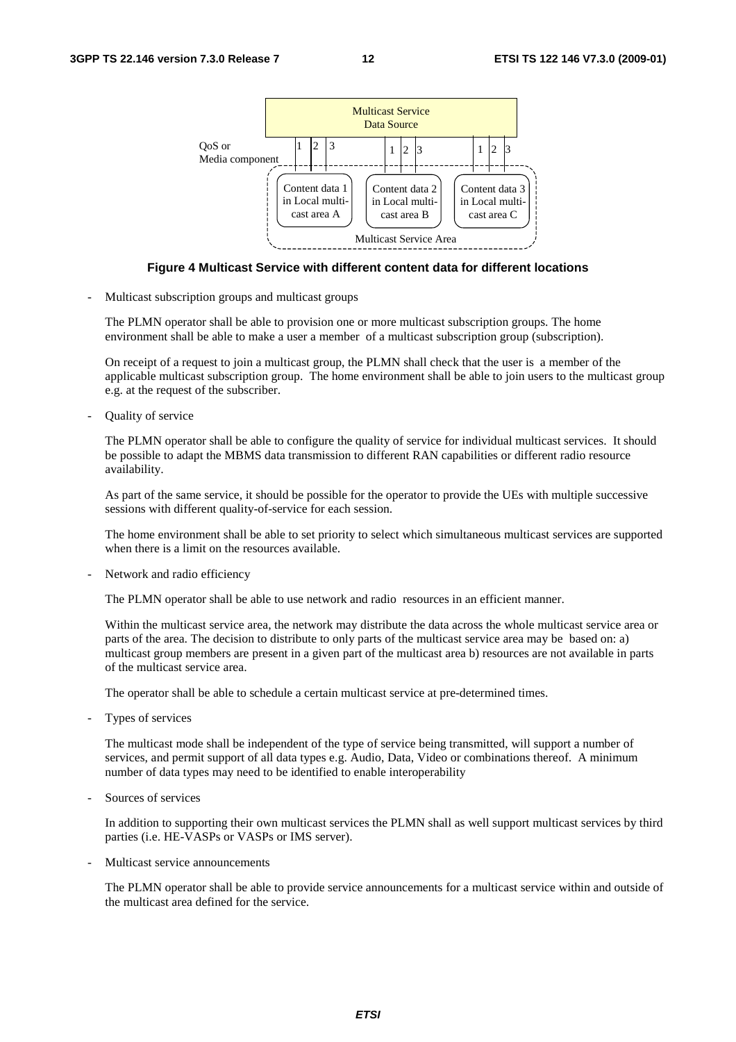**Figure 4 Multicast Service with different content data for different locations**

- Multicast subscription groups and multicast groups

  The PLMN operator shall be able to provision one or more multicast subscription groups. The home environment shall be able to make a user a member of a multicast subscription group (subscription).

  On receipt of a request to join a multicast group, the PLMN shall check that the user is a member of the applicable multicast subscription group. The home environment shall be able to join users to the multicast group e.g. at the request of the subscriber.

- Quality of service

  The PLMN operator shall be able to configure the quality of service for individual multicast services. It should be possible to adapt the MBMS data transmission to different RAN capabilities or different radio resource availability.

  As part of the same service, it should be possible for the operator to provide the UEs with multiple successive sessions with different quality-of-service for each session.

  The home environment shall be able to set priority to select which simultaneous multicast services are supported when there is a limit on the resources available.

- Network and radio efficiency

  The PLMN operator shall be able to use network and radio resources in an efficient manner.

  Within the multicast service area, the network may distribute the data across the whole multicast service area or parts of the area. The decision to distribute to only parts of the multicast service area may be based on: a) multicast group members are present in a given part of the multicast area b) resources are not available in parts of the multicast service area.

  The operator shall be able to schedule a certain multicast service at pre-determined times.

- Types of services

  The multicast mode shall be independent of the type of service being transmitted, will support a number of services, and permit support of all data types e.g. Audio, Data, Video or combinations thereof. A minimum number of data types may need to be identified to enable interoperability

- Sources of services

  In addition to supporting their own multicast services the PLMN shall as well support multicast services by third parties (i.e. HE-VASPs or VASPs or IMS server).

- Multicast service announcements

  The PLMN operator shall be able to provide service announcements for a multicast service within and outside of the multicast area defined for the service.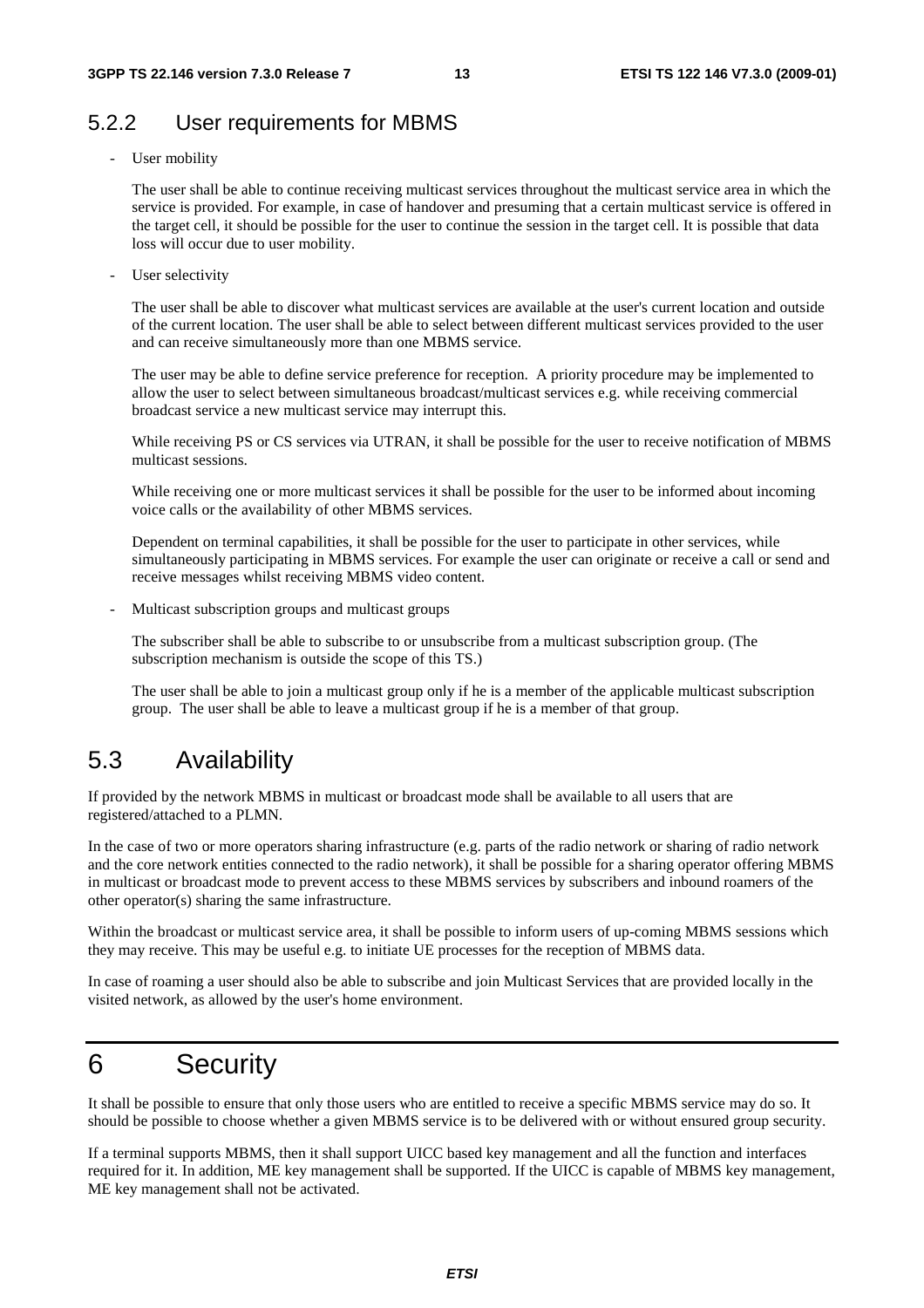### 5.2.2 User requirements for MBMS

- User mobility

  The user shall be able to continue receiving multicast services throughout the multicast service area in which the service is provided. For example, in case of handover and presuming that a certain multicast service is offered in the target cell, it should be possible for the user to continue the session in the target cell. It is possible that data loss will occur due to user mobility.

- User selectivity

  The user shall be able to discover what multicast services are available at the user's current location and outside of the current location. The user shall be able to select between different multicast services provided to the user and can receive simultaneously more than one MBMS service.

  The user may be able to define service preference for reception. A priority procedure may be implemented to allow the user to select between simultaneous broadcast/multicast services e.g. while receiving commercial broadcast service a new multicast service may interrupt this.

  While receiving PS or CS services via UTRAN, it shall be possible for the user to receive notification of MBMS multicast sessions.

  While receiving one or more multicast services it shall be possible for the user to be informed about incoming voice calls or the availability of other MBMS services.

  Dependent on terminal capabilities, it shall be possible for the user to participate in other services, while simultaneously participating in MBMS services. For example the user can originate or receive a call or send and receive messages whilst receiving MBMS video content.

- Multicast subscription groups and multicast groups

  The subscriber shall be able to subscribe to or unsubscribe from a multicast subscription group. (The subscription mechanism is outside the scope of this TS.)

  The user shall be able to join a multicast group only if he is a member of the applicable multicast subscription group. The user shall be able to leave a multicast group if he is a member of that group.

## 5.3 Availability

If provided by the network MBMS in multicast or broadcast mode shall be available to all users that are registered/attached to a PLMN.

In the case of two or more operators sharing infrastructure (e.g. parts of the radio network or sharing of radio network and the core network entities connected to the radio network), it shall be possible for a sharing operator offering MBMS in multicast or broadcast mode to prevent access to these MBMS services by subscribers and inbound roamers of the other operator(s) sharing the same infrastructure.

Within the broadcast or multicast service area, it shall be possible to inform users of up-coming MBMS sessions which they may receive. This may be useful e.g. to initiate UE processes for the reception of MBMS data.

In case of roaming a user should also be able to subscribe and join Multicast Services that are provided locally in the visited network, as allowed by the user's home environment.

# 6 Security

It shall be possible to ensure that only those users who are entitled to receive a specific MBMS service may do so. It should be possible to choose whether a given MBMS service is to be delivered with or without ensured group security.

If a terminal supports MBMS, then it shall support UICC based key management and all the function and interfaces required for it. In addition, ME key management shall be supported. If the UICC is capable of MBMS key management, ME key management shall not be activated.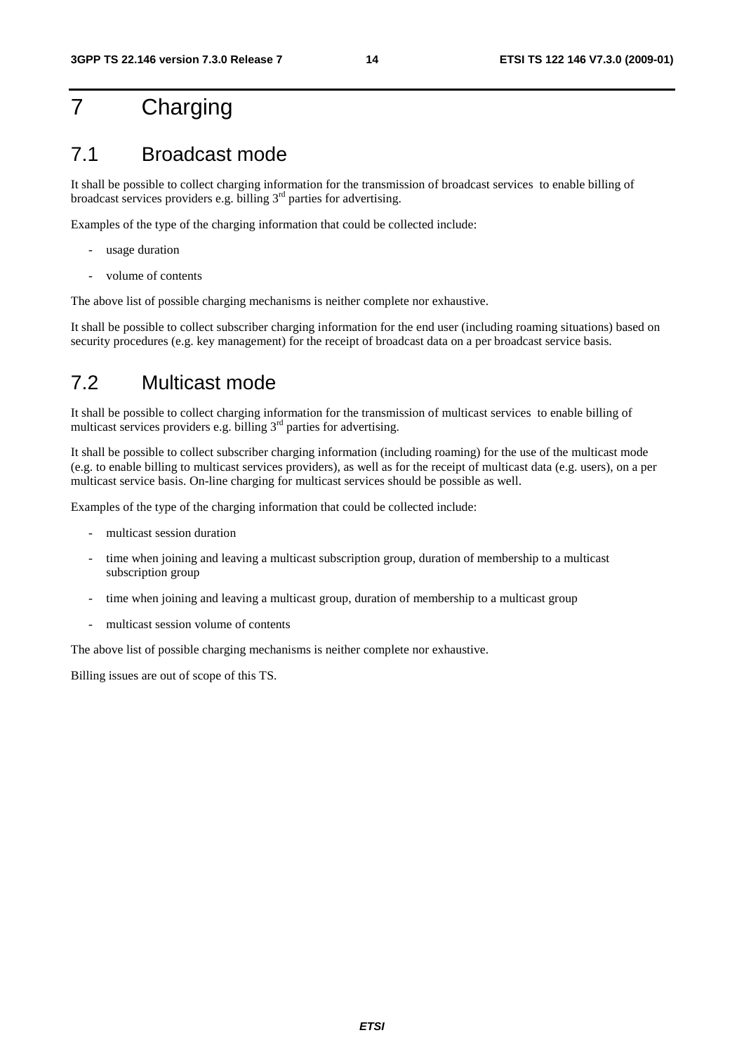# 7 Charging

## 7.1 Broadcast mode

It shall be possible to collect charging information for the transmission of broadcast services to enable billing of broadcast services providers e.g. billing 3rd parties for advertising.

Examples of the type of the charging information that could be collected include:

- usage duration
- volume of contents

The above list of possible charging mechanisms is neither complete nor exhaustive.

It shall be possible to collect subscriber charging information for the end user (including roaming situations) based on security procedures (e.g. key management) for the receipt of broadcast data on a per broadcast service basis.

## 7.2 Multicast mode

It shall be possible to collect charging information for the transmission of multicast services to enable billing of multicast services providers e.g. billing 3rd parties for advertising.

It shall be possible to collect subscriber charging information (including roaming) for the use of the multicast mode (e.g. to enable billing to multicast services providers), as well as for the receipt of multicast data (e.g. users), on a per multicast service basis. On-line charging for multicast services should be possible as well.

Examples of the type of the charging information that could be collected include:

- multicast session duration
- time when joining and leaving a multicast subscription group, duration of membership to a multicast subscription group
- time when joining and leaving a multicast group, duration of membership to a multicast group
- multicast session volume of contents

The above list of possible charging mechanisms is neither complete nor exhaustive.

Billing issues are out of scope of this TS.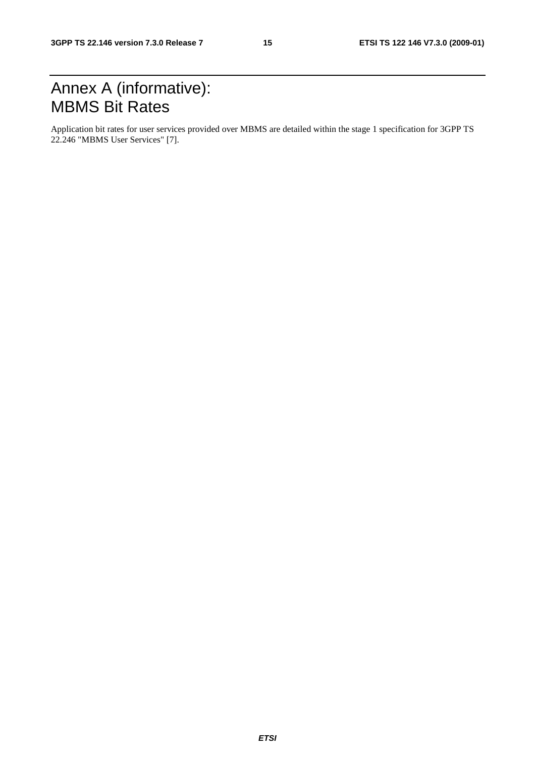# Annex A (informative): MBMS Bit Rates

Application bit rates for user services provided over MBMS are detailed within the stage 1 specification for 3GPP TS 22.246 "MBMS User Services" [7].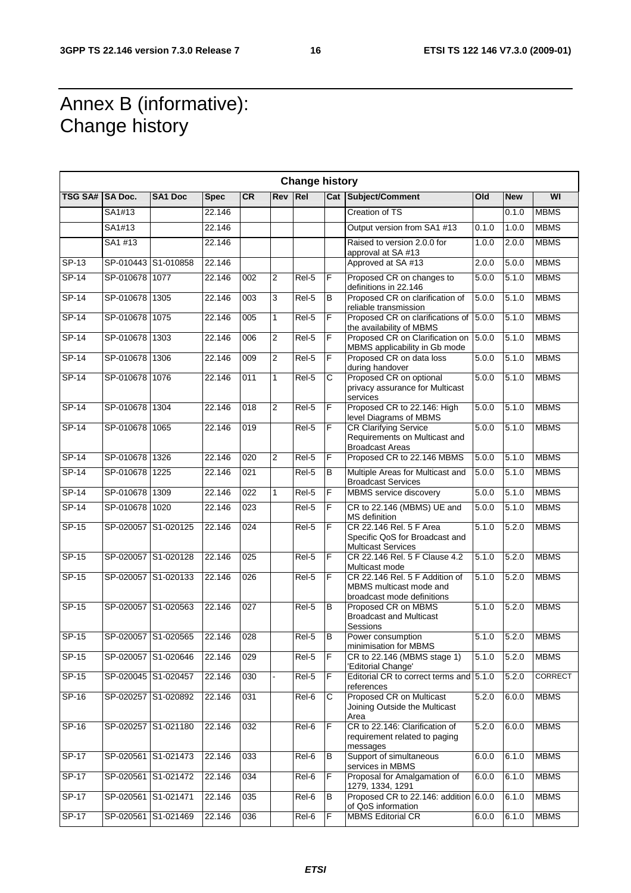# Annex B (informative): Change history

| Change history | | | | | | | | | | | |
|---|---|---|---|---|---|---|---|---|---|---|---|
| TSG SA# | SA Doc. | SA1 Doc | Spec | CR | Rev | Rel | Cat | Subject/Comment | Old | New | WI |
| | SA1#13 | | 22.146 | | | | | Creation of TS | | 0.1.0 | MBMS |
| | SA1#13 | | 22.146 | | | | | Output version from SA1 #13 | 0.1.0 | 1.0.0 | MBMS |
| | SA1 #13 | | 22.146 | | | | | Raised to version 2.0.0 for approval at SA #13 | 1.0.0 | 2.0.0 | MBMS |
| SP-13 | SP-010443 | S1-010858 | 22.146 | | | | | Approved at SA #13 | 2.0.0 | 5.0.0 | MBMS |
| SP-14 | SP-010678 | 1077 | 22.146 | 002 | 2 | Rel-5 | F | Proposed CR on changes to definitions in 22.146 | 5.0.0 | 5.1.0 | MBMS |
| SP-14 | SP-010678 | 1305 | 22.146 | 003 | 3 | Rel-5 | B | Proposed CR on clarification of reliable transmission | 5.0.0 | 5.1.0 | MBMS |
| SP-14 | SP-010678 | 1075 | 22.146 | 005 | 1 | Rel-5 | F | Proposed CR on clarifications of the availability of MBMS | 5.0.0 | 5.1.0 | MBMS |
| SP-14 | SP-010678 | 1303 | 22.146 | 006 | 2 | Rel-5 | F | Proposed CR on Clarification on MBMS applicability in Gb mode | 5.0.0 | 5.1.0 | MBMS |
| SP-14 | SP-010678 | 1306 | 22.146 | 009 | 2 | Rel-5 | F | Proposed CR on data loss during handover | 5.0.0 | 5.1.0 | MBMS |
| SP-14 | SP-010678 | 1076 | 22.146 | 011 | 1 | Rel-5 | C | Proposed CR on optional privacy assurance for Multicast services | 5.0.0 | 5.1.0 | MBMS |
| SP-14 | SP-010678 | 1304 | 22.146 | 018 | 2 | Rel-5 | F | Proposed CR to 22.146: High level Diagrams of MBMS | 5.0.0 | 5.1.0 | MBMS |
| SP-14 | SP-010678 | 1065 | 22.146 | 019 | | Rel-5 | F | CR Clarifying Service Requirements on Multicast and Broadcast Areas | 5.0.0 | 5.1.0 | MBMS |
| SP-14 | SP-010678 | 1326 | 22.146 | 020 | 2 | Rel-5 | F | Proposed CR to 22.146 MBMS | 5.0.0 | 5.1.0 | MBMS |
| SP-14 | SP-010678 | 1225 | 22.146 | 021 | | Rel-5 | B | Multiple Areas for Multicast and Broadcast Services | 5.0.0 | 5.1.0 | MBMS |
| SP-14 | SP-010678 | 1309 | 22.146 | 022 | 1 | Rel-5 | F | MBMS service discovery | 5.0.0 | 5.1.0 | MBMS |
| SP-14 | SP-010678 | 1020 | 22.146 | 023 | | Rel-5 | F | CR to 22.146 (MBMS) UE and MS definition | 5.0.0 | 5.1.0 | MBMS |
| SP-15 | SP-020057 | S1-020125 | 22.146 | 024 | | Rel-5 | F | CR 22.146 Rel. 5 F Area Specific QoS for Broadcast and Multicast Services | 5.1.0 | 5.2.0 | MBMS |
| SP-15 | SP-020057 | S1-020128 | 22.146 | 025 | | Rel-5 | F | CR 22.146 Rel. 5 F Clause 4.2 Multicast mode | 5.1.0 | 5.2.0 | MBMS |
| SP-15 | SP-020057 | S1-020133 | 22.146 | 026 | | Rel-5 | F | CR 22.146 Rel. 5 F Addition of MBMS multicast mode and broadcast mode definitions | 5.1.0 | 5.2.0 | MBMS |
| SP-15 | SP-020057 | S1-020563 | 22.146 | 027 | | Rel-5 | B | Proposed CR on MBMS Broadcast and Multicast Sessions | 5.1.0 | 5.2.0 | MBMS |
| SP-15 | SP-020057 | S1-020565 | 22.146 | 028 | | Rel-5 | B | Power consumption minimisation for MBMS | 5.1.0 | 5.2.0 | MBMS |
| SP-15 | SP-020057 | S1-020646 | 22.146 | 029 | | Rel-5 | F | CR to 22.146 (MBMS stage 1) 'Editorial Change' | 5.1.0 | 5.2.0 | MBMS |
| SP-15 | SP-020045 | S1-020457 | 22.146 | 030 | - | Rel-5 | F | Editorial CR to correct terms and references | 5.1.0 | 5.2.0 | CORRECT |
| SP-16 | SP-020257 | S1-020892 | 22.146 | 031 | | Rel-6 | C | Proposed CR on Multicast Joining Outside the Multicast Area | 5.2.0 | 6.0.0 | MBMS |
| SP-16 | SP-020257 | S1-021180 | 22.146 | 032 | | Rel-6 | F | CR to 22.146: Clarification of requirement related to paging messages | 5.2.0 | 6.0.0 | MBMS |
| SP-17 | SP-020561 | S1-021473 | 22.146 | 033 | | Rel-6 | B | Support of simultaneous services in MBMS | 6.0.0 | 6.1.0 | MBMS |
| SP-17 | SP-020561 | S1-021472 | 22.146 | 034 | | Rel-6 | F | Proposal for Amalgamation of 1279, 1334, 1291 | 6.0.0 | 6.1.0 | MBMS |
| SP-17 | SP-020561 | S1-021471 | 22.146 | 035 | | Rel-6 | B | Proposed CR to 22.146: addition of QoS information | 6.0.0 | 6.1.0 | MBMS |
| SP-17 | SP-020561 | S1-021469 | 22.146 | 036 | | Rel-6 | F | MBMS Editorial CR | 6.0.0 | 6.1.0 | MBMS |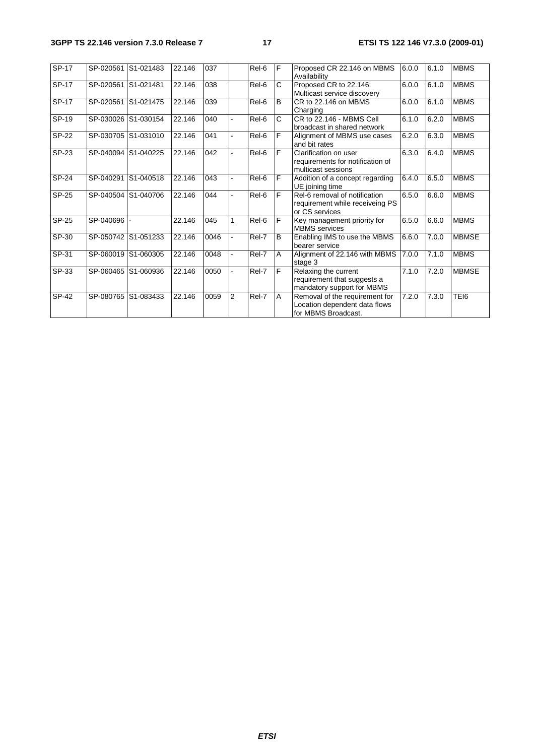| SP-17 | SP-020561 | S1-021483 | 22.146 | 037 | | Rel-6 | F | Proposed CR 22.146 on MBMS Availability | 6.0.0 | 6.1.0 | MBMS |
|---|---|---|---|---|---|---|---|---|---|---|---|
| SP-17 | SP-020561 | S1-021481 | 22.146 | 038 | | Rel-6 | C | Proposed CR to 22.146: Multicast service discovery | 6.0.0 | 6.1.0 | MBMS |
| SP-17 | SP-020561 | S1-021475 | 22.146 | 039 | | Rel-6 | B | CR to 22.146 on MBMS Charging | 6.0.0 | 6.1.0 | MBMS |
| SP-19 | SP-030026 | S1-030154 | 22.146 | 040 | - | Rel-6 | C | CR to 22.146 - MBMS Cell broadcast in shared network | 6.1.0 | 6.2.0 | MBMS |
| SP-22 | SP-030705 | S1-031010 | 22.146 | 041 | - | Rel-6 | F | Alignment of MBMS use cases and bit rates | 6.2.0 | 6.3.0 | MBMS |
| SP-23 | SP-040094 | S1-040225 | 22.146 | 042 | - | Rel-6 | F | Clarification on user requirements for notification of multicast sessions | 6.3.0 | 6.4.0 | MBMS |
| SP-24 | SP-040291 | S1-040518 | 22.146 | 043 | - | Rel-6 | F | Addition of a concept regarding UE joining time | 6.4.0 | 6.5.0 | MBMS |
| SP-25 | SP-040504 | S1-040706 | 22.146 | 044 | - | Rel-6 | F | Rel-6 removal of notification requirement while receiveing PS or CS services | 6.5.0 | 6.6.0 | MBMS |
| SP-25 | SP-040696 | - | 22.146 | 045 | 1 | Rel-6 | F | Key management priority for MBMS services | 6.5.0 | 6.6.0 | MBMS |
| SP-30 | SP-050742 | S1-051233 | 22.146 | 0046 | - | Rel-7 | B | Enabling IMS to use the MBMS bearer service | 6.6.0 | 7.0.0 | MBMSE |
| SP-31 | SP-060019 | S1-060305 | 22.146 | 0048 | - | Rel-7 | A | Alignment of 22.146 with MBMS stage 3 | 7.0.0 | 7.1.0 | MBMS |
| SP-33 | SP-060465 | S1-060936 | 22.146 | 0050 | - | Rel-7 | F | Relaxing the current requirement that suggests a mandatory support for MBMS | 7.1.0 | 7.2.0 | MBMSE |
| SP-42 | SP-080765 | S1-083433 | 22.146 | 0059 | 2 | Rel-7 | A | Removal of the requirement for Location dependent data flows for MBMS Broadcast. | 7.2.0 | 7.3.0 | TEI6 |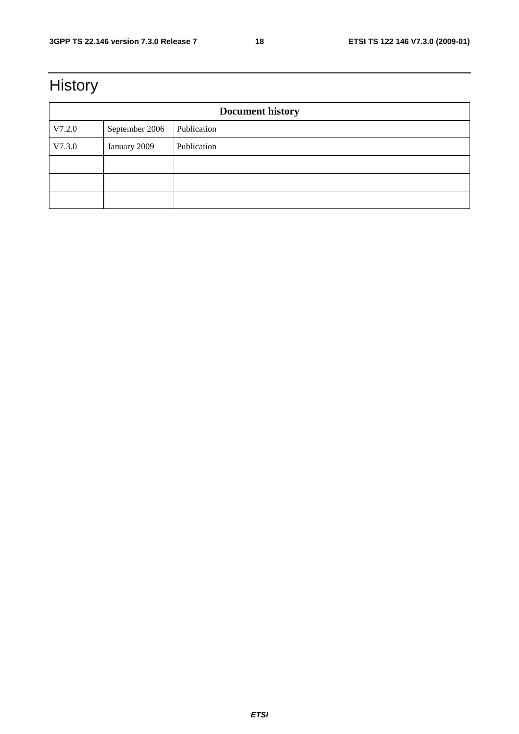# History

| Document history | | |
|---|---|---|
| V7.2.0 | September 2006 | Publication |
| V7.3.0 | January 2009 | Publication |
| | | |
| | | |
| | | |